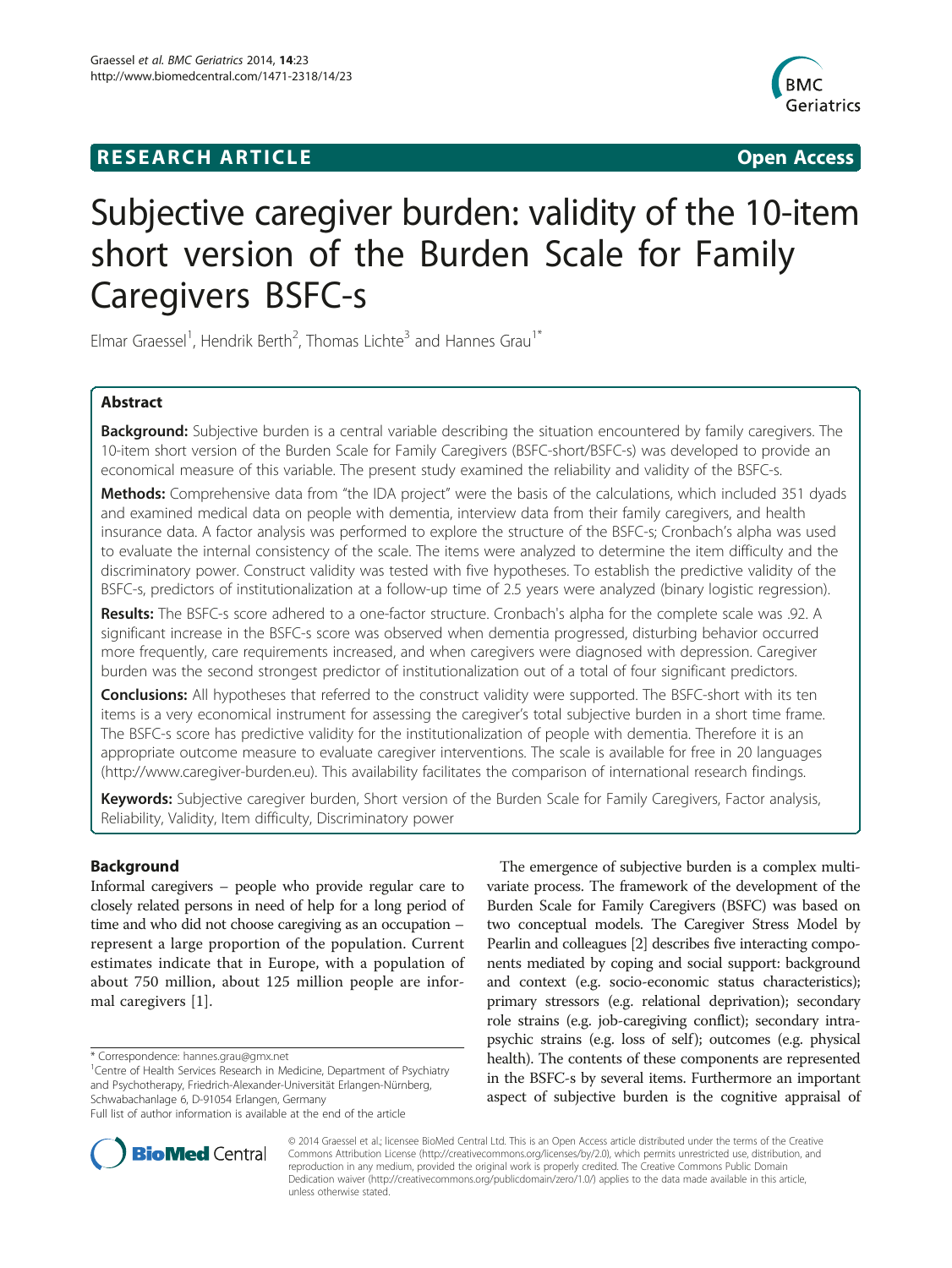**RESEARCH ARTICLE** **Open Access**

# Subjective caregiver burden: validity of the 10-item short version of the Burden Scale for Family Caregivers BSFC-s

Elmar Graessel[1], Hendrik Berth[2], Thomas Lichte[3] and Hannes Grau[1*]

## Abstract

**Background:** Subjective burden is a central variable describing the situation encountered by family caregivers. The 10-item short version of the Burden Scale for Family Caregivers (BSFC-short/BSFC-s) was developed to provide an economical measure of this variable. The present study examined the reliability and validity of the BSFC-s.

**Methods:** Comprehensive data from "the IDA project" were the basis of the calculations, which included 351 dyads and examined medical data on people with dementia, interview data from their family caregivers, and health insurance data. A factor analysis was performed to explore the structure of the BSFC-s; Cronbach's alpha was used to evaluate the internal consistency of the scale. The items were analyzed to determine the item difficulty and the discriminatory power. Construct validity was tested with five hypotheses. To establish the predictive validity of the BSFC-s, predictors of institutionalization at a follow-up time of 2.5 years were analyzed (binary logistic regression).

**Results:** The BSFC-s score adhered to a one-factor structure. Cronbach's alpha for the complete scale was .92. A significant increase in the BSFC-s score was observed when dementia progressed, disturbing behavior occurred more frequently, care requirements increased, and when caregivers were diagnosed with depression. Caregiver burden was the second strongest predictor of institutionalization out of a total of four significant predictors.

**Conclusions:** All hypotheses that referred to the construct validity were supported. The BSFC-short with its ten items is a very economical instrument for assessing the caregiver's total subjective burden in a short time frame. The BSFC-s score has predictive validity for the institutionalization of people with dementia. Therefore it is an appropriate outcome measure to evaluate caregiver interventions. The scale is available for free in 20 languages (http://www.caregiver-burden.eu). This availability facilitates the comparison of international research findings.

**Keywords:** Subjective caregiver burden, Short version of the Burden Scale for Family Caregivers, Factor analysis, Reliability, Validity, Item difficulty, Discriminatory power

## Background

Informal caregivers – people who provide regular care to closely related persons in need of help for a long period of time and who did not choose caregiving as an occupation – represent a large proportion of the population. Current estimates indicate that in Europe, with a population of about 750 million, about 125 million people are informal caregivers [1].

The emergence of subjective burden is a complex multivariate process. The framework of the development of the Burden Scale for Family Caregivers (BSFC) was based on two conceptual models. The Caregiver Stress Model by Pearlin and colleagues [2] describes five interacting components mediated by coping and social support: background and context (e.g. socio-economic status characteristics); primary stressors (e.g. relational deprivation); secondary role strains (e.g. job-caregiving conflict); secondary intrapsychic strains (e.g. loss of self); outcomes (e.g. physical health). The contents of these components are represented in the BSFC-s by several items. Furthermore an important aspect of subjective burden is the cognitive appraisal of

* Correspondence: hannes.grau@gmx.net
[1]Centre of Health Services Research in Medicine, Department of Psychiatry and Psychotherapy, Friedrich-Alexander-Universität Erlangen-Nürnberg, Schwabachanlage 6, D-91054 Erlangen, Germany
Full list of author information is available at the end of the article

© 2014 Graessel et al.; licensee BioMed Central Ltd. This is an Open Access article distributed under the terms of the Creative Commons Attribution License (http://creativecommons.org/licenses/by/2.0), which permits unrestricted use, distribution, and reproduction in any medium, provided the original work is properly credited. The Creative Commons Public Domain Dedication waiver (http://creativecommons.org/publicdomain/zero/1.0/) applies to the data made available in this article, unless otherwise stated.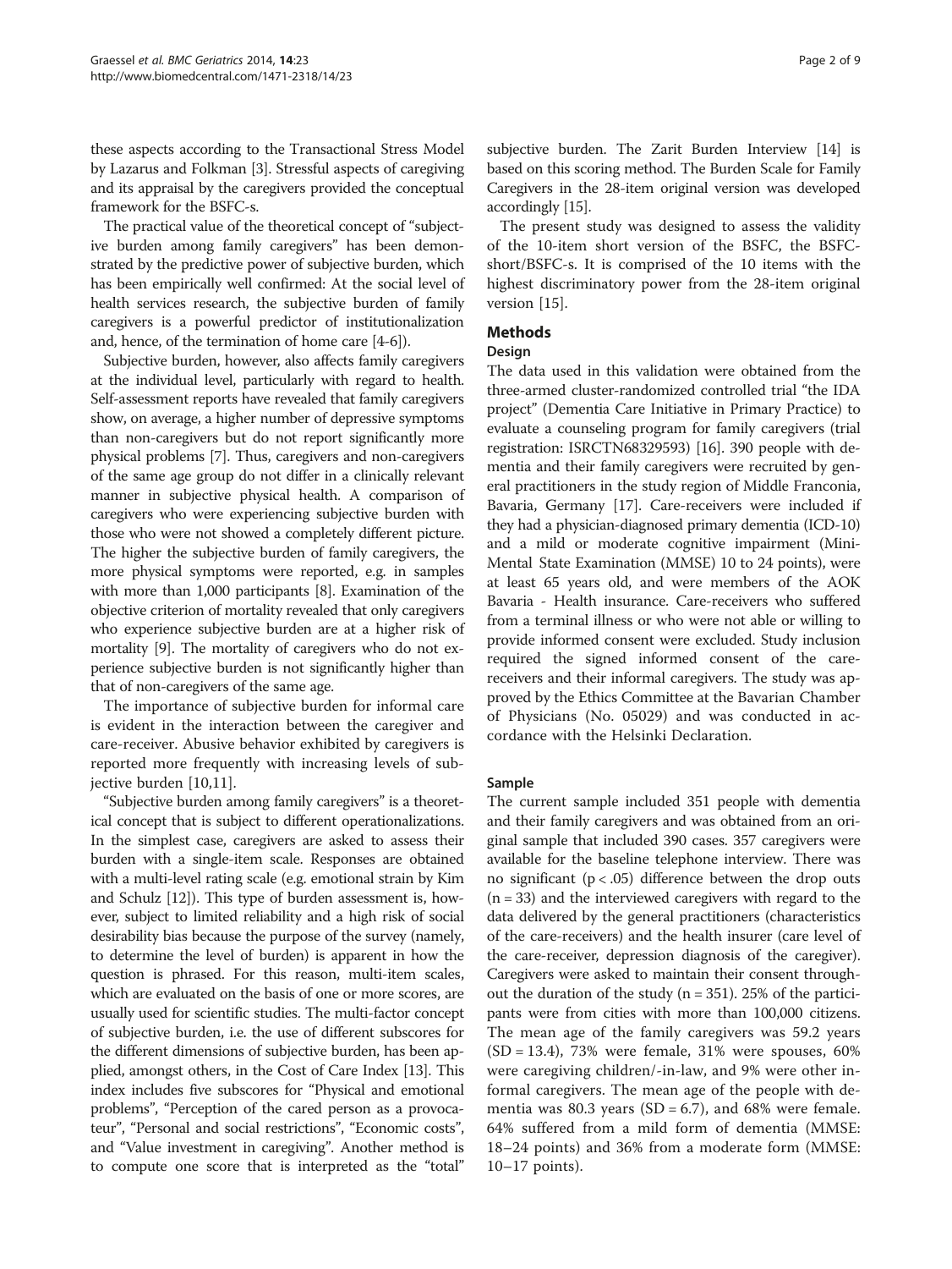these aspects according to the Transactional Stress Model by Lazarus and Folkman [3]. Stressful aspects of caregiving and its appraisal by the caregivers provided the conceptual framework for the BSFC-s.

The practical value of the theoretical concept of "subjective burden among family caregivers" has been demonstrated by the predictive power of subjective burden, which has been empirically well confirmed: At the social level of health services research, the subjective burden of family caregivers is a powerful predictor of institutionalization and, hence, of the termination of home care [4-6]).

Subjective burden, however, also affects family caregivers at the individual level, particularly with regard to health. Self-assessment reports have revealed that family caregivers show, on average, a higher number of depressive symptoms than non-caregivers but do not report significantly more physical problems [7]. Thus, caregivers and non-caregivers of the same age group do not differ in a clinically relevant manner in subjective physical health. A comparison of caregivers who were experiencing subjective burden with those who were not showed a completely different picture. The higher the subjective burden of family caregivers, the more physical symptoms were reported, e.g. in samples with more than 1,000 participants [8]. Examination of the objective criterion of mortality revealed that only caregivers who experience subjective burden are at a higher risk of mortality [9]. The mortality of caregivers who do not experience subjective burden is not significantly higher than that of non-caregivers of the same age.

The importance of subjective burden for informal care is evident in the interaction between the caregiver and care-receiver. Abusive behavior exhibited by caregivers is reported more frequently with increasing levels of subjective burden [10,11].

"Subjective burden among family caregivers" is a theoretical concept that is subject to different operationalizations. In the simplest case, caregivers are asked to assess their burden with a single-item scale. Responses are obtained with a multi-level rating scale (e.g. emotional strain by Kim and Schulz [12]). This type of burden assessment is, however, subject to limited reliability and a high risk of social desirability bias because the purpose of the survey (namely, to determine the level of burden) is apparent in how the question is phrased. For this reason, multi-item scales, which are evaluated on the basis of one or more scores, are usually used for scientific studies. The multi-factor concept of subjective burden, i.e. the use of different subscores for the different dimensions of subjective burden, has been applied, amongst others, in the Cost of Care Index [13]. This index includes five subscores for "Physical and emotional problems", "Perception of the cared person as a provocateur", "Personal and social restrictions", "Economic costs", and "Value investment in caregiving". Another method is to compute one score that is interpreted as the "total" subjective burden. The Zarit Burden Interview [14] is based on this scoring method. The Burden Scale for Family Caregivers in the 28-item original version was developed accordingly [15].

The present study was designed to assess the validity of the 10-item short version of the BSFC, the BSFC-short/BSFC-s. It is comprised of the 10 items with the highest discriminatory power from the 28-item original version [15].

## Methods

### Design

The data used in this validation were obtained from the three-armed cluster-randomized controlled trial "the IDA project" (Dementia Care Initiative in Primary Practice) to evaluate a counseling program for family caregivers (trial registration: ISRCTN68329593) [16]. 390 people with dementia and their family caregivers were recruited by general practitioners in the study region of Middle Franconia, Bavaria, Germany [17]. Care-receivers were included if they had a physician-diagnosed primary dementia (ICD-10) and a mild or moderate cognitive impairment (Mini-Mental State Examination (MMSE) 10 to 24 points), were at least 65 years old, and were members of the AOK Bavaria - Health insurance. Care-receivers who suffered from a terminal illness or who were not able or willing to provide informed consent were excluded. Study inclusion required the signed informed consent of the care-receivers and their informal caregivers. The study was approved by the Ethics Committee at the Bavarian Chamber of Physicians (No. 05029) and was conducted in accordance with the Helsinki Declaration.

### Sample

The current sample included 351 people with dementia and their family caregivers and was obtained from an original sample that included 390 cases. 357 caregivers were available for the baseline telephone interview. There was no significant ($p < .05$) difference between the drop outs ($n = 33$) and the interviewed caregivers with regard to the data delivered by the general practitioners (characteristics of the care-receivers) and the health insurer (care level of the care-receiver, depression diagnosis of the caregiver). Caregivers were asked to maintain their consent throughout the duration of the study ($n = 351$). 25% of the participants were from cities with more than 100,000 citizens. The mean age of the family caregivers was 59.2 years (SD = 13.4), 73% were female, 31% were spouses, 60% were caregiving children/-in-law, and 9% were other informal caregivers. The mean age of the people with dementia was 80.3 years (SD = 6.7), and 68% were female. 64% suffered from a mild form of dementia (MMSE: 18–24 points) and 36% from a moderate form (MMSE: 10–17 points).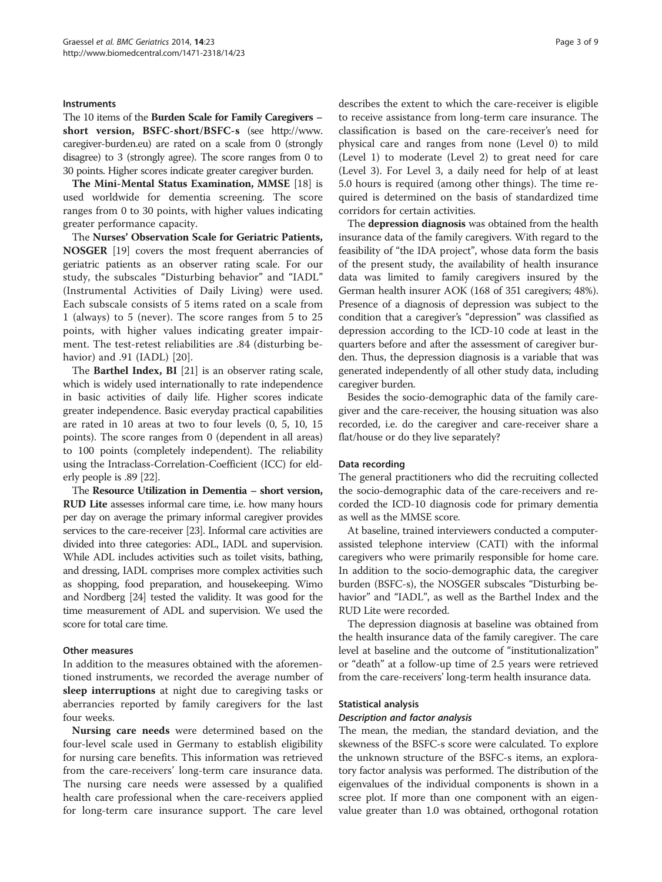#### Instruments

The 10 items of the **Burden Scale for Family Caregivers – short version, BSFC-short/BSFC-s** (see http://www.caregiver-burden.eu) are rated on a scale from 0 (strongly disagree) to 3 (strongly agree). The score ranges from 0 to 30 points. Higher scores indicate greater caregiver burden.

**The Mini-Mental Status Examination, MMSE** [18] is used worldwide for dementia screening. The score ranges from 0 to 30 points, with higher values indicating greater performance capacity.

The **Nurses' Observation Scale for Geriatric Patients, NOSGER** [19] covers the most frequent aberrancies of geriatric patients as an observer rating scale. For our study, the subscales "Disturbing behavior" and "IADL" (Instrumental Activities of Daily Living) were used. Each subscale consists of 5 items rated on a scale from 1 (always) to 5 (never). The score ranges from 5 to 25 points, with higher values indicating greater impairment. The test-retest reliabilities are .84 (disturbing behavior) and .91 (IADL) [20].

The **Barthel Index, BI** [21] is an observer rating scale, which is widely used internationally to rate independence in basic activities of daily life. Higher scores indicate greater independence. Basic everyday practical capabilities are rated in 10 areas at two to four levels (0, 5, 10, 15 points). The score ranges from 0 (dependent in all areas) to 100 points (completely independent). The reliability using the Intraclass-Correlation-Coefficient (ICC) for elderly people is .89 [22].

The **Resource Utilization in Dementia – short version, RUD Lite** assesses informal care time, i.e. how many hours per day on average the primary informal caregiver provides services to the care-receiver [23]. Informal care activities are divided into three categories: ADL, IADL and supervision. While ADL includes activities such as toilet visits, bathing, and dressing, IADL comprises more complex activities such as shopping, food preparation, and housekeeping. Wimo and Nordberg [24] tested the validity. It was good for the time measurement of ADL and supervision. We used the score for total care time.

#### Other measures

In addition to the measures obtained with the aforementioned instruments, we recorded the average number of **sleep interruptions** at night due to caregiving tasks or aberrancies reported by family caregivers for the last four weeks.

**Nursing care needs** were determined based on the four-level scale used in Germany to establish eligibility for nursing care benefits. This information was retrieved from the care-receivers' long-term care insurance data. The nursing care needs were assessed by a qualified health care professional when the care-receivers applied for long-term care insurance support. The care level describes the extent to which the care-receiver is eligible to receive assistance from long-term care insurance. The classification is based on the care-receiver's need for physical care and ranges from none (Level 0) to mild (Level 1) to moderate (Level 2) to great need for care (Level 3). For Level 3, a daily need for help of at least 5.0 hours is required (among other things). The time required is determined on the basis of standardized time corridors for certain activities.

The **depression diagnosis** was obtained from the health insurance data of the family caregivers. With regard to the feasibility of "the IDA project", whose data form the basis of the present study, the availability of health insurance data was limited to family caregivers insured by the German health insurer AOK (168 of 351 caregivers; 48%). Presence of a diagnosis of depression was subject to the condition that a caregiver's "depression" was classified as depression according to the ICD-10 code at least in the quarters before and after the assessment of caregiver burden. Thus, the depression diagnosis is a variable that was generated independently of all other study data, including caregiver burden.

Besides the socio-demographic data of the family caregiver and the care-receiver, the housing situation was also recorded, i.e. do the caregiver and care-receiver share a flat/house or do they live separately?

#### Data recording

The general practitioners who did the recruiting collected the socio-demographic data of the care-receivers and recorded the ICD-10 diagnosis code for primary dementia as well as the MMSE score.

At baseline, trained interviewers conducted a computer-assisted telephone interview (CATI) with the informal caregivers who were primarily responsible for home care. In addition to the socio-demographic data, the caregiver burden (BSFC-s), the NOSGER subscales "Disturbing behavior" and "IADL", as well as the Barthel Index and the RUD Lite were recorded.

The depression diagnosis at baseline was obtained from the health insurance data of the family caregiver. The care level at baseline and the outcome of "institutionalization" or "death" at a follow-up time of 2.5 years were retrieved from the care-receivers' long-term health insurance data.

#### Statistical analysis

##### *Description and factor analysis*

The mean, the median, the standard deviation, and the skewness of the BSFC-s score were calculated. To explore the unknown structure of the BSFC-s items, an exploratory factor analysis was performed. The distribution of the eigenvalues of the individual components is shown in a scree plot. If more than one component with an eigenvalue greater than 1.0 was obtained, orthogonal rotation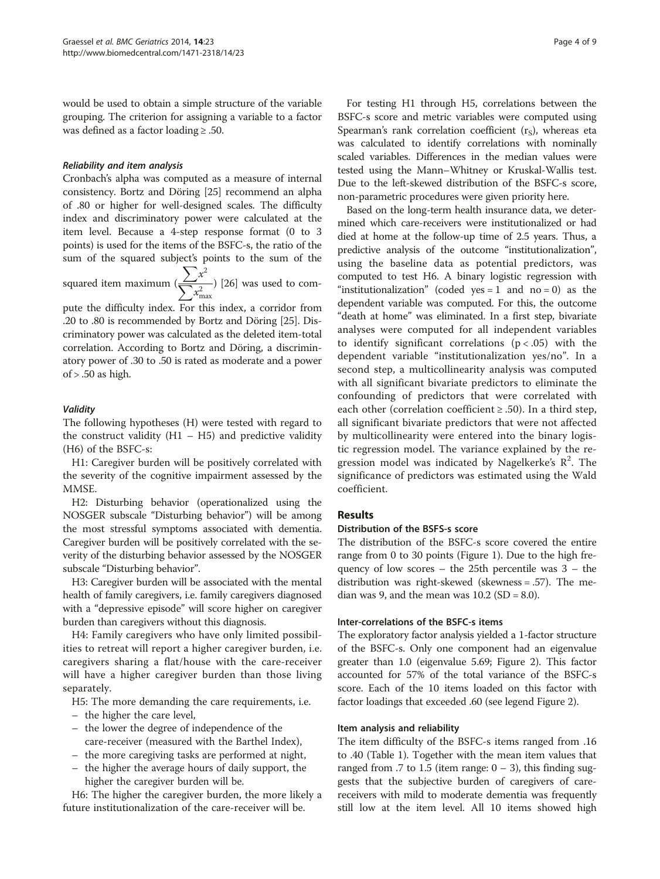would be used to obtain a simple structure of the variable grouping. The criterion for assigning a variable to a factor was defined as a factor loading ≥ .50.

#### *Reliability and item analysis*

Cronbach's alpha was computed as a measure of internal consistency. Bortz and Döring [25] recommend an alpha of .80 or higher for well-designed scales. The difficulty index and discriminatory power were calculated at the item level. Because a 4-step response format (0 to 3 points) is used for the items of the BSFC-s, the ratio of the sum of the squared subject's points to the sum of the squared item maximum ($\frac{\sum x^2}{\sum x^2_{\max}}$) [26] was used to compute the difficulty index. For this index, a corridor from .20 to .80 is recommended by Bortz and Döring [25]. Discriminatory power was calculated as the deleted item-total correlation. According to Bortz and Döring, a discriminatory power of .30 to .50 is rated as moderate and a power of > .50 as high.

#### *Validity*

The following hypotheses (H) were tested with regard to the construct validity (H1 – H5) and predictive validity (H6) of the BSFC-s:

H1: Caregiver burden will be positively correlated with the severity of the cognitive impairment assessed by the MMSE.

H2: Disturbing behavior (operationalized using the NOSGER subscale "Disturbing behavior") will be among the most stressful symptoms associated with dementia. Caregiver burden will be positively correlated with the severity of the disturbing behavior assessed by the NOSGER subscale "Disturbing behavior".

H3: Caregiver burden will be associated with the mental health of family caregivers, i.e. family caregivers diagnosed with a "depressive episode" will score higher on caregiver burden than caregivers without this diagnosis.

H4: Family caregivers who have only limited possibilities to retreat will report a higher caregiver burden, i.e. caregivers sharing a flat/house with the care-receiver will have a higher caregiver burden than those living separately.

H5: The more demanding the care requirements, i.e.

- the higher the care level,
- the lower the degree of independence of the care-receiver (measured with the Barthel Index),
- the more caregiving tasks are performed at night,
- the higher the average hours of daily support, the higher the caregiver burden will be.

H6: The higher the caregiver burden, the more likely a future institutionalization of the care-receiver will be.

For testing H1 through H5, correlations between the BSFC-s score and metric variables were computed using Spearman's rank correlation coefficient ($r_S$), whereas eta was calculated to identify correlations with nominally scaled variables. Differences in the median values were tested using the Mann–Whitney or Kruskal-Wallis test. Due to the left-skewed distribution of the BSFC-s score, non-parametric procedures were given priority here.

Based on the long-term health insurance data, we determined which care-receivers were institutionalized or had died at home at the follow-up time of 2.5 years. Thus, a predictive analysis of the outcome "institutionalization", using the baseline data as potential predictors, was computed to test H6. A binary logistic regression with "institutionalization" (coded yes = 1 and no = 0) as the dependent variable was computed. For this, the outcome "death at home" was eliminated. In a first step, bivariate analyses were computed for all independent variables to identify significant correlations ($p < .05$) with the dependent variable "institutionalization yes/no". In a second step, a multicollinearity analysis was computed with all significant bivariate predictors to eliminate the confounding of predictors that were correlated with each other (correlation coefficient ≥ .50). In a third step, all significant bivariate predictors that were not affected by multicollinearity were entered into the binary logistic regression model. The variance explained by the regression model was indicated by Nagelkerke's $R^2$. The significance of predictors was estimated using the Wald coefficient.

## Results

### Distribution of the BSFS-s score

The distribution of the BSFC-s score covered the entire range from 0 to 30 points (Figure 1). Due to the high frequency of low scores – the 25th percentile was 3 – the distribution was right-skewed (skewness = .57). The median was 9, and the mean was 10.2 (SD = 8.0).

### Inter-correlations of the BSFC-s items

The exploratory factor analysis yielded a 1-factor structure of the BSFC-s. Only one component had an eigenvalue greater than 1.0 (eigenvalue 5.69; Figure 2). This factor accounted for 57% of the total variance of the BSFC-s score. Each of the 10 items loaded on this factor with factor loadings that exceeded .60 (see legend Figure 2).

### Item analysis and reliability

The item difficulty of the BSFC-s items ranged from .16 to .40 (Table 1). Together with the mean item values that ranged from .7 to 1.5 (item range: 0 – 3), this finding suggests that the subjective burden of caregivers of care-receivers with mild to moderate dementia was frequently still low at the item level. All 10 items showed high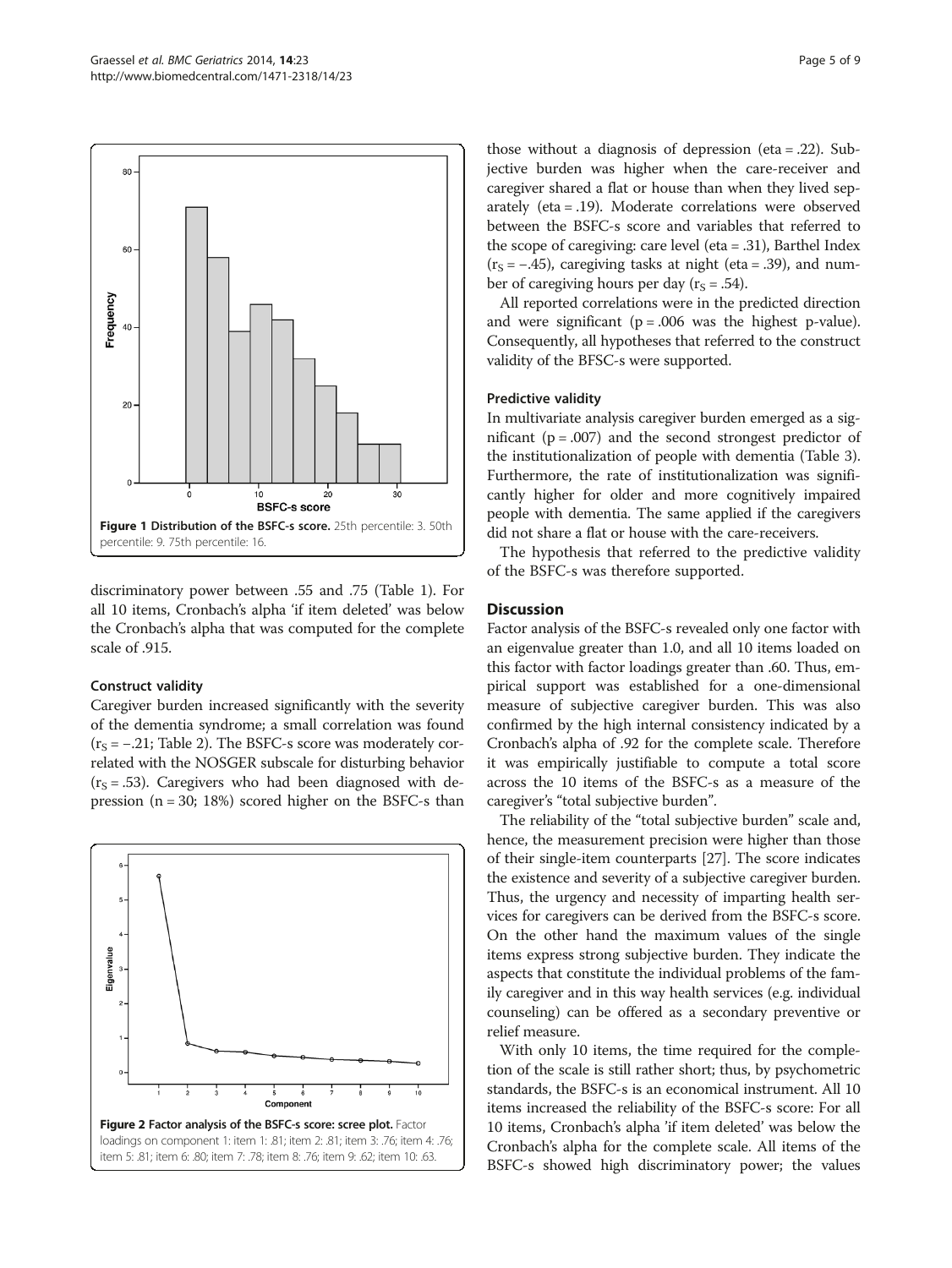Figure 1 Distribution of the BSFC-s score. 25th percentile: 3. 50th percentile: 9. 75th percentile: 16.

discriminatory power between .55 and .75 (Table 1). For all 10 items, Cronbach's alpha 'if item deleted' was below the Cronbach's alpha that was computed for the complete scale of .915.

#### Construct validity

Caregiver burden increased significantly with the severity of the dementia syndrome; a small correlation was found ($r_S = -.21$; Table 2). The BSFC-s score was moderately correlated with the NOSGER subscale for disturbing behavior ($r_S = .53$). Caregivers who had been diagnosed with depression (n = 30; 18%) scored higher on the BSFC-s than those without a diagnosis of depression (eta = .22). Subjective burden was higher when the care-receiver and caregiver shared a flat or house than when they lived separately (eta = .19). Moderate correlations were observed between the BSFC-s score and variables that referred to the scope of caregiving: care level (eta = .31), Barthel Index ($r_S = -.45$), caregiving tasks at night (eta = .39), and number of caregiving hours per day ($r_S = .54$).

All reported correlations were in the predicted direction and were significant (p = .006 was the highest p-value). Consequently, all hypotheses that referred to the construct validity of the BFSC-s were supported.

#### Predictive validity

In multivariate analysis caregiver burden emerged as a significant (p = .007) and the second strongest predictor of the institutionalization of people with dementia (Table 3). Furthermore, the rate of institutionalization was significantly higher for older and more cognitively impaired people with dementia. The same applied if the caregivers did not share a flat or house with the care-receivers.

The hypothesis that referred to the predictive validity of the BSFC-s was therefore supported.

Figure 2 Factor analysis of the BSFC-s score: scree plot. Factor loadings on component 1: item 1: .81; item 2: .81; item 3: .76; item 4: .76; item 5: .81; item 6: .80; item 7: .78; item 8: .76; item 9: .62; item 10: .63.

## Discussion

Factor analysis of the BSFC-s revealed only one factor with an eigenvalue greater than 1.0, and all 10 items loaded on this factor with factor loadings greater than .60. Thus, empirical support was established for a one-dimensional measure of subjective caregiver burden. This was also confirmed by the high internal consistency indicated by a Cronbach's alpha of .92 for the complete scale. Therefore it was empirically justifiable to compute a total score across the 10 items of the BSFC-s as a measure of the caregiver's "total subjective burden".

The reliability of the "total subjective burden" scale and, hence, the measurement precision were higher than those of their single-item counterparts [27]. The score indicates the existence and severity of a subjective caregiver burden. Thus, the urgency and necessity of imparting health services for caregivers can be derived from the BSFC-s score. On the other hand the maximum values of the single items express strong subjective burden. They indicate the aspects that constitute the individual problems of the family caregiver and in this way health services (e.g. individual counseling) can be offered as a secondary preventive or relief measure.

With only 10 items, the time required for the completion of the scale is still rather short; thus, by psychometric standards, the BSFC-s is an economical instrument. All 10 items increased the reliability of the BSFC-s score: For all 10 items, Cronbach's alpha 'if item deleted' was below the Cronbach's alpha for the complete scale. All items of the BSFC-s showed high discriminatory power; the values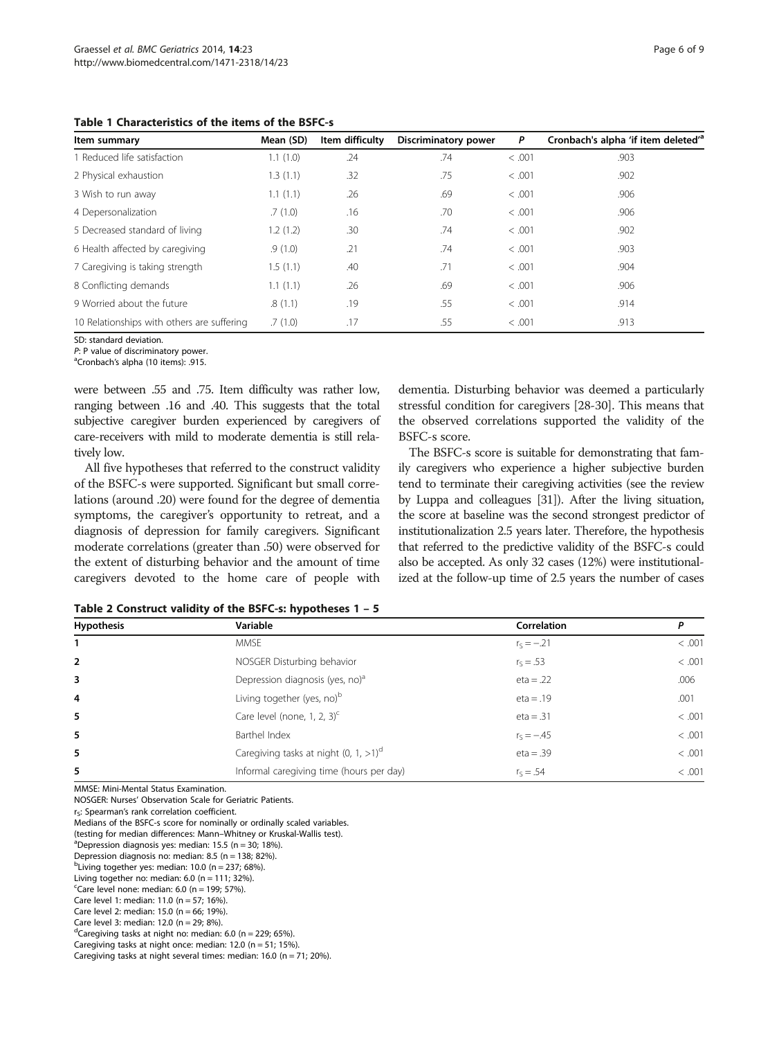**Table 1 Characteristics of the items of the BSFC-s**

| Item summary | Mean (SD) | Item difficulty | Discriminatory power | P | Cronbach's alpha 'if item deleted'[a] |
|---|---|---|---|---|---|
| 1 Reduced life satisfaction | 1.1 (1.0) | .24 | .74 | < .001 | .903 |
| 2 Physical exhaustion | 1.3 (1.1) | .32 | .75 | < .001 | .902 |
| 3 Wish to run away | 1.1 (1.1) | .26 | .69 | < .001 | .906 |
| 4 Depersonalization | .7 (1.0) | .16 | .70 | < .001 | .906 |
| 5 Decreased standard of living | 1.2 (1.2) | .30 | .74 | < .001 | .902 |
| 6 Health affected by caregiving | .9 (1.0) | .21 | .74 | < .001 | .903 |
| 7 Caregiving is taking strength | 1.5 (1.1) | .40 | .71 | < .001 | .904 |
| 8 Conflicting demands | 1.1 (1.1) | .26 | .69 | < .001 | .906 |
| 9 Worried about the future | .8 (1.1) | .19 | .55 | < .001 | .914 |
| 10 Relationships with others are suffering | .7 (1.0) | .17 | .55 | < .001 | .913 |

SD: standard deviation.
*P*: P value of discriminatory power.
[a]Cronbach's alpha (10 items): .915.

were between .55 and .75. Item difficulty was rather low, ranging between .16 and .40. This suggests that the total subjective caregiver burden experienced by caregivers of care-receivers with mild to moderate dementia is still relatively low.

All five hypotheses that referred to the construct validity of the BSFC-s were supported. Significant but small correlations (around .20) were found for the degree of dementia symptoms, the caregiver's opportunity to retreat, and a diagnosis of depression for family caregivers. Significant moderate correlations (greater than .50) were observed for the extent of disturbing behavior and the amount of time caregivers devoted to the home care of people with dementia. Disturbing behavior was deemed a particularly stressful condition for caregivers [28-30]. This means that the observed correlations supported the validity of the BSFC-s score.

The BSFC-s score is suitable for demonstrating that family caregivers who experience a higher subjective burden tend to terminate their caregiving activities (see the review by Luppa and colleagues [31]). After the living situation, the score at baseline was the second strongest predictor of institutionalization 2.5 years later. Therefore, the hypothesis that referred to the predictive validity of the BSFC-s could also be accepted. As only 32 cases (12%) were institutionalized at the follow-up time of 2.5 years the number of cases

**Table 2 Construct validity of the BSFC-s: hypotheses 1 – 5**

| Hypothesis | Variable | Correlation | P |
|---|---|---|---|
| 1 | MMSE | $r_S = -.21$ | < .001 |
| 2 | NOSGER Disturbing behavior | $r_S = .53$ | < .001 |
| 3 | Depression diagnosis (yes, no)[a] | eta = .22 | .006 |
| 4 | Living together (yes, no)[b] | eta = .19 | .001 |
| 5 | Care level (none, 1, 2, 3)[c] | eta = .31 | < .001 |
| 5 | Barthel Index | $r_S = -.45$ | < .001 |
| 5 | Caregiving tasks at night (0, 1, >1)[d] | eta = .39 | < .001 |
| 5 | Informal caregiving time (hours per day) | $r_S = .54$ | < .001 |

MMSE: Mini-Mental Status Examination.
NOSGER: Nurses' Observation Scale for Geriatric Patients.
$r_S$: Spearman's rank correlation coefficient.
Medians of the BSFC-s score for nominally or ordinally scaled variables.
(testing for median differences: Mann–Whitney or Kruskal-Wallis test).
[a]Depression diagnosis yes: median: 15.5 (n = 30; 18%).
Depression diagnosis no: median: 8.5 (n = 138; 82%).
[b]Living together yes: median: 10.0 (n = 237; 68%).
Living together no: median: 6.0 (n = 111; 32%).
[c]Care level none: median: 6.0 (n = 199; 57%).
Care level 1: median: 11.0 (n = 57; 16%).
Care level 2: median: 15.0 (n = 66; 19%).
Care level 3: median: 12.0 (n = 29; 8%).
[d]Caregiving tasks at night no: median: 6.0 (n = 229; 65%).
Caregiving tasks at night once: median: 12.0 (n = 51; 15%).
Caregiving tasks at night several times: median: 16.0 (n = 71; 20%).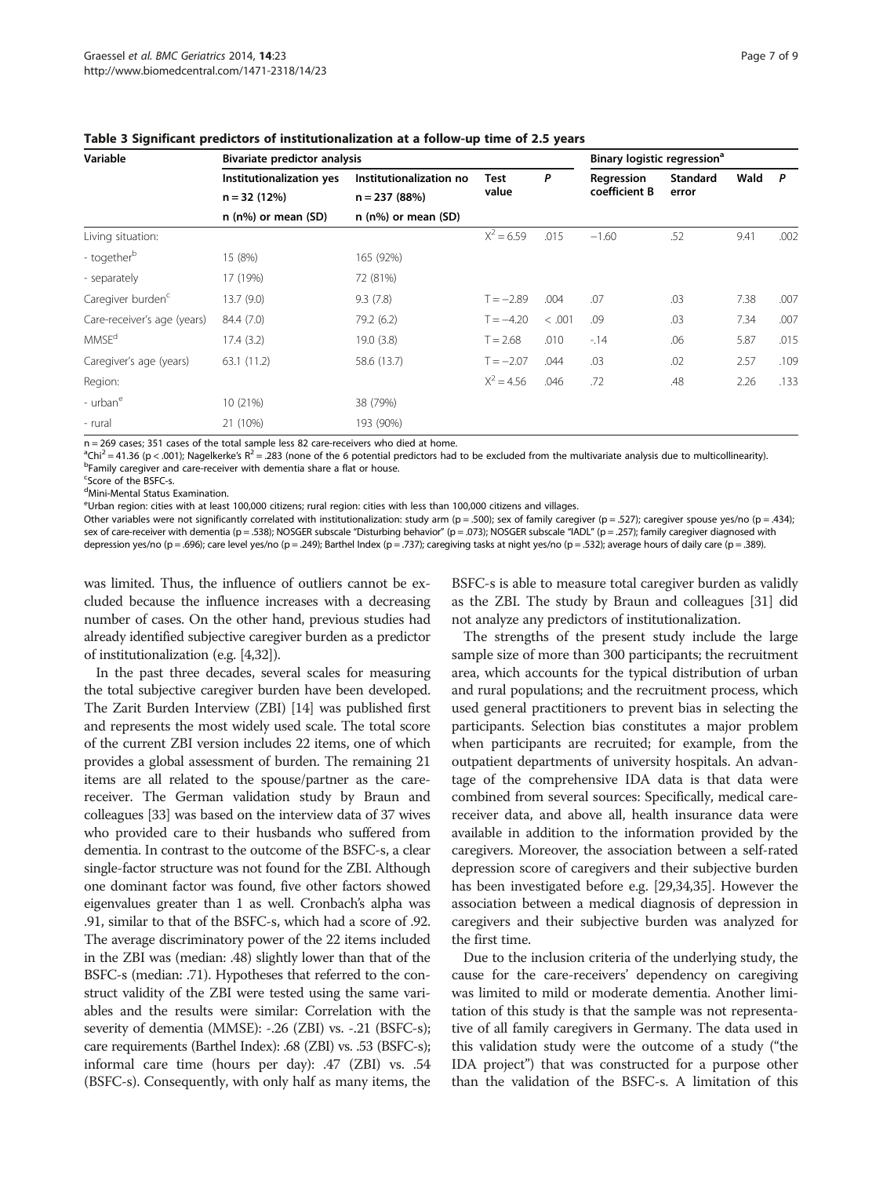**Table 3 Significant predictors of institutionalization at a follow-up time of 2.5 years**

| Variable | Bivariate predictor analysis | | | | Binary logistic regression[a] | | | |
|---|---|---|---|---|---|---|---|---|
| | Institutionalization yes n = 32 (12%) n (n%) or mean (SD) | Institutionalization no n = 237 (88%) n (n%) or mean (SD) | Test value | P | Regression coefficient B | Standard error | Wald | P |
| Living situation: | | | $X^2 = 6.59$ | .015 | −1.60 | .52 | 9.41 | .002 |
| - together[b] | 15 (8%) | 165 (92%) | | | | | | |
| - separately | 17 (19%) | 72 (81%) | | | | | | |
| Caregiver burden[c] | 13.7 (9.0) | 9.3 (7.8) | T = −2.89 | .004 | .07 | .03 | 7.38 | .007 |
| Care-receiver's age (years) | 84.4 (7.0) | 79.2 (6.2) | T = −4.20 | < .001 | .09 | .03 | 7.34 | .007 |
| MMSE[d] | 17.4 (3.2) | 19.0 (3.8) | T = 2.68 | .010 | -.14 | .06 | 5.87 | .015 |
| Caregiver's age (years) | 63.1 (11.2) | 58.6 (13.7) | T = −2.07 | .044 | .03 | .02 | 2.57 | .109 |
| Region: | | | $X^2 = 4.56$ | .046 | .72 | .48 | 2.26 | .133 |
| - urban[e] | 10 (21%) | 38 (79%) | | | | | | |
| - rural | 21 (10%) | 193 (90%) | | | | | | |

n = 269 cases; 351 cases of the total sample less 82 care-receivers who died at home.
[a] $Chi^2 = 41.36$ ($p < .001$); Nagelkerke's $R^2 = .283$ (none of the 6 potential predictors had to be excluded from the multivariate analysis due to multicollinearity).
[b] Family caregiver and care-receiver with dementia share a flat or house.
[c] Score of the BSFC-s.
[d] Mini-Mental Status Examination.
[e] Urban region: cities with at least 100,000 citizens; rural region: cities with less than 100,000 citizens and villages.
Other variables were not significantly correlated with institutionalization: study arm (p = .500); sex of family caregiver (p = .527); caregiver spouse yes/no (p = .434); sex of care-receiver with dementia (p = .538); NOSGER subscale "Disturbing behavior" (p = .073); NOSGER subscale "IADL" (p = .257); family caregiver diagnosed with depression yes/no (p = .696); care level yes/no (p = .249); Barthel Index (p = .737); caregiving tasks at night yes/no (p = .532); average hours of daily care (p = .389).

was limited. Thus, the influence of outliers cannot be excluded because the influence increases with a decreasing number of cases. On the other hand, previous studies had already identified subjective caregiver burden as a predictor of institutionalization (e.g. [4,32]).

In the past three decades, several scales for measuring the total subjective caregiver burden have been developed. The Zarit Burden Interview (ZBI) [14] was published first and represents the most widely used scale. The total score of the current ZBI version includes 22 items, one of which provides a global assessment of burden. The remaining 21 items are all related to the spouse/partner as the care-receiver. The German validation study by Braun and colleagues [33] was based on the interview data of 37 wives who provided care to their husbands who suffered from dementia. In contrast to the outcome of the BSFC-s, a clear single-factor structure was not found for the ZBI. Although one dominant factor was found, five other factors showed eigenvalues greater than 1 as well. Cronbach's alpha was .91, similar to that of the BSFC-s, which had a score of .92. The average discriminatory power of the 22 items included in the ZBI was (median: .48) slightly lower than that of the BSFC-s (median: .71). Hypotheses that referred to the construct validity of the ZBI were tested using the same variables and the results were similar: Correlation with the severity of dementia (MMSE): -.26 (ZBI) vs. -.21 (BSFC-s); care requirements (Barthel Index): .68 (ZBI) vs. .53 (BSFC-s); informal care time (hours per day): .47 (ZBI) vs. .54 (BSFC-s). Consequently, with only half as many items, the BSFC-s is able to measure total caregiver burden as validly as the ZBI. The study by Braun and colleagues [31] did not analyze any predictors of institutionalization.

The strengths of the present study include the large sample size of more than 300 participants; the recruitment area, which accounts for the typical distribution of urban and rural populations; and the recruitment process, which used general practitioners to prevent bias in selecting the participants. Selection bias constitutes a major problem when participants are recruited; for example, from the outpatient departments of university hospitals. An advantage of the comprehensive IDA data is that data were combined from several sources: Specifically, medical care-receiver data, and above all, health insurance data were available in addition to the information provided by the caregivers. Moreover, the association between a self-rated depression score of caregivers and their subjective burden has been investigated before e.g. [29,34,35]. However the association between a medical diagnosis of depression in caregivers and their subjective burden was analyzed for the first time.

Due to the inclusion criteria of the underlying study, the cause for the care-receivers' dependency on caregiving was limited to mild or moderate dementia. Another limitation of this study is that the sample was not representative of all family caregivers in Germany. The data used in this validation study were the outcome of a study ("the IDA project") that was constructed for a purpose other than the validation of the BSFC-s. A limitation of this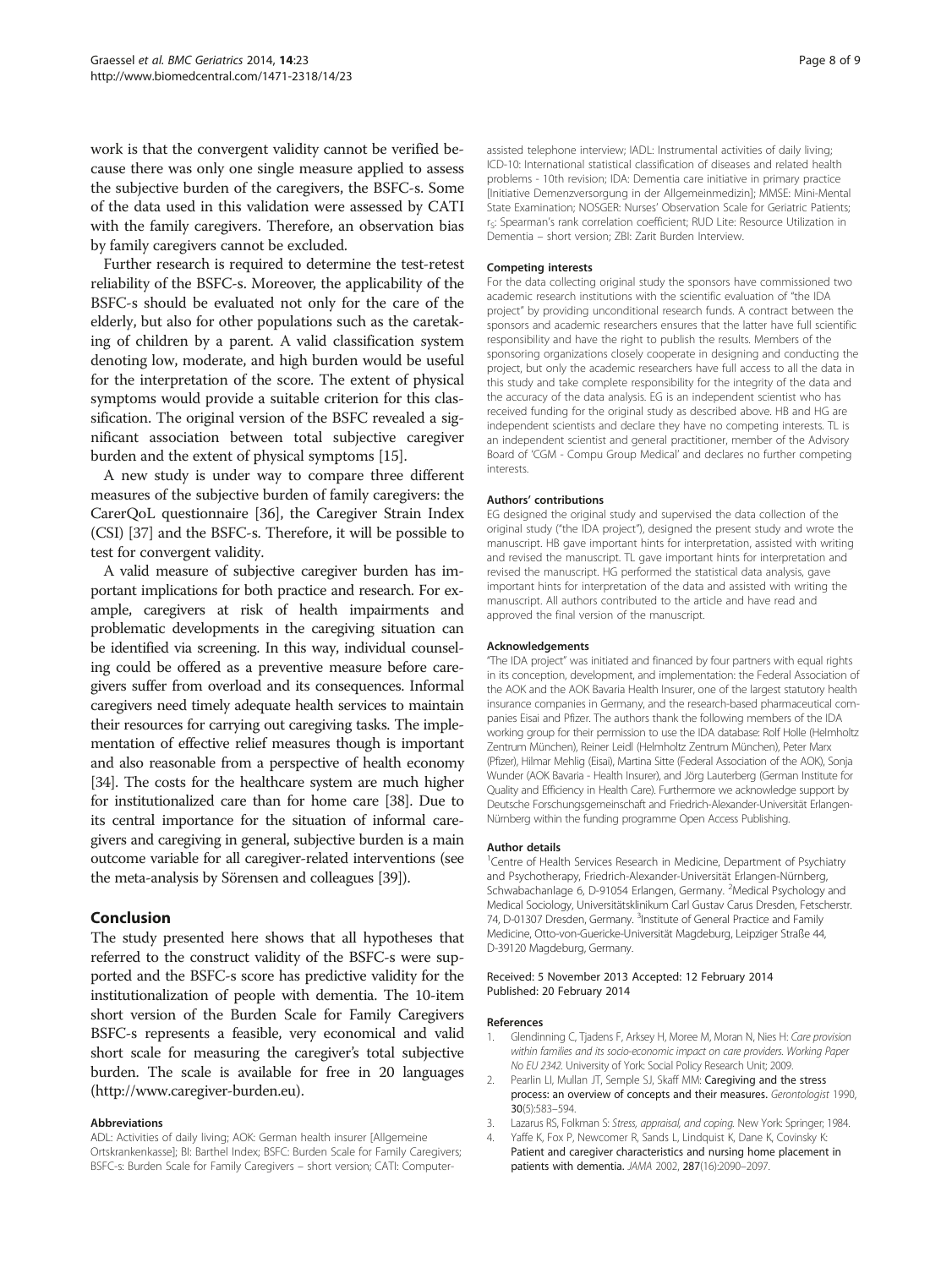work is that the convergent validity cannot be verified because there was only one single measure applied to assess the subjective burden of the caregivers, the BSFC-s. Some of the data used in this validation were assessed by CATI with the family caregivers. Therefore, an observation bias by family caregivers cannot be excluded.

Further research is required to determine the test-retest reliability of the BSFC-s. Moreover, the applicability of the BSFC-s should be evaluated not only for the care of the elderly, but also for other populations such as the caretaking of children by a parent. A valid classification system denoting low, moderate, and high burden would be useful for the interpretation of the score. The extent of physical symptoms would provide a suitable criterion for this classification. The original version of the BSFC revealed a significant association between total subjective caregiver burden and the extent of physical symptoms [15].

A new study is under way to compare three different measures of the subjective burden of family caregivers: the CarerQoL questionnaire [36], the Caregiver Strain Index (CSI) [37] and the BSFC-s. Therefore, it will be possible to test for convergent validity.

A valid measure of subjective caregiver burden has important implications for both practice and research. For example, caregivers at risk of health impairments and problematic developments in the caregiving situation can be identified via screening. In this way, individual counseling could be offered as a preventive measure before caregivers suffer from overload and its consequences. Informal caregivers need timely adequate health services to maintain their resources for carrying out caregiving tasks. The implementation of effective relief measures though is important and also reasonable from a perspective of health economy [34]. The costs for the healthcare system are much higher for institutionalized care than for home care [38]. Due to its central importance for the situation of informal caregivers and caregiving in general, subjective burden is a main outcome variable for all caregiver-related interventions (see the meta-analysis by Sörensen and colleagues [39]).

## Conclusion

The study presented here shows that all hypotheses that referred to the construct validity of the BSFC-s were supported and the BSFC-s score has predictive validity for the institutionalization of people with dementia. The 10-item short version of the Burden Scale for Family Caregivers BSFC-s represents a feasible, very economical and valid short scale for measuring the caregiver's total subjective burden. The scale is available for free in 20 languages (http://www.caregiver-burden.eu).

#### Abbreviations

ADL: Activities of daily living; AOK: German health insurer [Allgemeine Ortskrankenkasse]; BI: Barthel Index; BSFC: Burden Scale for Family Caregivers; BSFC-s: Burden Scale for Family Caregivers – short version; CATI: Computer-assisted telephone interview; IADL: Instrumental activities of daily living; ICD-10: International statistical classification of diseases and related health problems - 10th revision; IDA: Dementia care initiative in primary practice [Initiative Demenzversorgung in der Allgemeinmedizin]; MMSE: Mini-Mental State Examination; NOSGER: Nurses' Observation Scale for Geriatric Patients; $r_S$: Spearman's rank correlation coefficient; RUD Lite: Resource Utilization in Dementia – short version; ZBI: Zarit Burden Interview.

#### Competing interests

For the data collecting original study the sponsors have commissioned two academic research institutions with the scientific evaluation of "the IDA project" by providing unconditional research funds. A contract between the sponsors and academic researchers ensures that the latter have full scientific responsibility and have the right to publish the results. Members of the sponsoring organizations closely cooperate in designing and conducting the project, but only the academic researchers have full access to all the data in this study and take complete responsibility for the integrity of the data and the accuracy of the data analysis. EG is an independent scientist who has received funding for the original study as described above. HB and HG are independent scientists and declare they have no competing interests. TL is an independent scientist and general practitioner, member of the Advisory Board of 'CGM - Compu Group Medical' and declares no further competing interests.

#### Authors' contributions

EG designed the original study and supervised the data collection of the original study ("the IDA project"), designed the present study and wrote the manuscript. HB gave important hints for interpretation, assisted with writing and revised the manuscript. TL gave important hints for interpretation and revised the manuscript. HG performed the statistical data analysis, gave important hints for interpretation of the data and assisted with writing the manuscript. All authors contributed to the article and have read and approved the final version of the manuscript.

#### Acknowledgements

"The IDA project" was initiated and financed by four partners with equal rights in its conception, development, and implementation: the Federal Association of the AOK and the AOK Bavaria Health Insurer, one of the largest statutory health insurance companies in Germany, and the research-based pharmaceutical companies Eisai and Pfizer. The authors thank the following members of the IDA working group for their permission to use the IDA database: Rolf Holle (Helmholtz Zentrum München), Reiner Leidl (Helmholtz Zentrum München), Peter Marx (Pfizer), Hilmar Mehlig (Eisai), Martina Sitte (Federal Association of the AOK), Sonja Wunder (AOK Bavaria - Health Insurer), and Jörg Lauterberg (German Institute for Quality and Efficiency in Health Care). Furthermore we acknowledge support by Deutsche Forschungsgemeinschaft and Friedrich-Alexander-Universität Erlangen-Nürnberg within the funding programme Open Access Publishing.

#### Author details

[1]Centre of Health Services Research in Medicine, Department of Psychiatry and Psychotherapy, Friedrich-Alexander-Universität Erlangen-Nürnberg, Schwabachanlage 6, D-91054 Erlangen, Germany. [2]Medical Psychology and Medical Sociology, Universitätsklinikum Carl Gustav Carus Dresden, Fetscherstr. 74, D-01307 Dresden, Germany. [3]Institute of General Practice and Family Medicine, Otto-von-Guericke-Universität Magdeburg, Leipziger Straße 44, D-39120 Magdeburg, Germany.

Received: 5 November 2013 Accepted: 12 February 2014
Published: 20 February 2014

#### References

1. Glendinning C, Tjadens F, Arksey H, Moree M, Moran N, Nies H: *Care provision within families and its socio-economic impact on care providers. Working Paper No EU 2342*. University of York: Social Policy Research Unit; 2009.
2. Pearlin LI, Mullan JT, Semple SJ, Skaff MM: **Caregiving and the stress process: an overview of concepts and their measures.** *Gerontologist* 1990, **30**(5):583–594.
3. Lazarus RS, Folkman S: *Stress, appraisal, and coping*. New York: Springer; 1984.
4. Yaffe K, Fox P, Newcomer R, Sands L, Lindquist K, Dane K, Covinsky K: **Patient and caregiver characteristics and nursing home placement in patients with dementia.** *JAMA* 2002, **287**(16):2090–2097.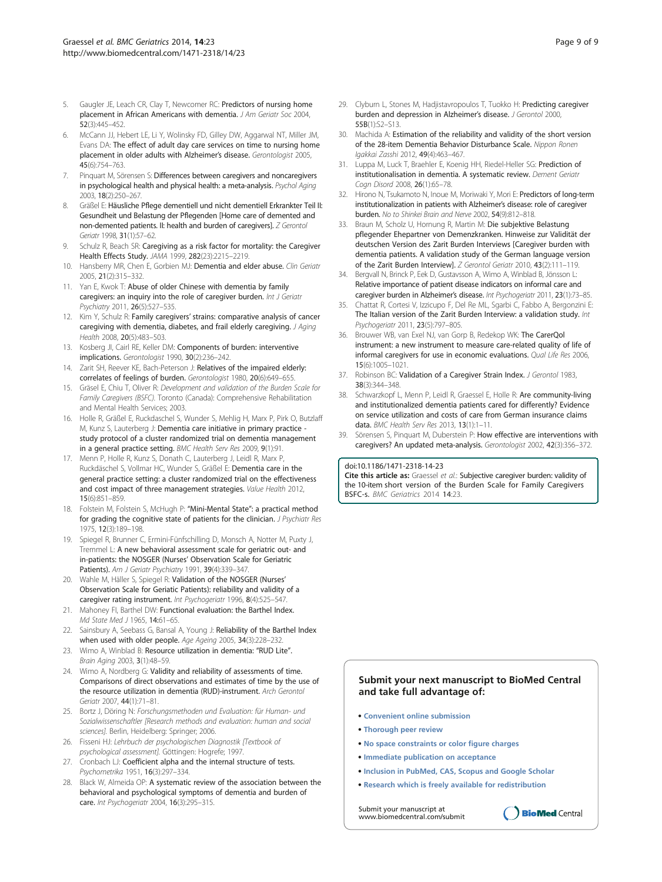5. Gaugler JE, Leach CR, Clay T, Newcomer RC: **Predictors of nursing home placement in African Americans with dementia.** *J Am Geriatr Soc* 2004, **52**(3):445–452.
6. McCann JJ, Hebert LE, Li Y, Wolinsky FD, Gilley DW, Aggarwal NT, Miller JM, Evans DA: **The effect of adult day care services on time to nursing home placement in older adults with Alzheimer's disease.** *Gerontologist* 2005, **45**(6):754–763.
7. Pinquart M, Sörensen S: **Differences between caregivers and noncaregivers in psychological health and physical health: a meta-analysis.** *Psychol Aging* 2003, **18**(2):250–267.
8. Gräßel E: **Häusliche Pflege dementiell und nicht dementiell Erkrankter Teil II: Gesundheit und Belastung der Pflegenden [Home care of demented and non-demented patients. II: health and burden of caregivers].** *Z Gerontol Geriatr* 1998, **31**(1):57–62.
9. Schulz R, Beach SR: **Caregiving as a risk factor for mortality: the Caregiver Health Effects Study.** *JAMA* 1999, **282**(23):2215–2219.
10. Hansberry MR, Chen E, Gorbien MJ: **Dementia and elder abuse.** *Clin Geriatr* 2005, **21**(2):315–332.
11. Yan E, Kwok T: **Abuse of older Chinese with dementia by family caregivers: an inquiry into the role of caregiver burden.** *Int J Geriatr Psychiatry* 2011, **26**(5):527–535.
12. Kim Y, Schulz R: **Family caregivers' strains: comparative analysis of cancer caregiving with dementia, diabetes, and frail elderly caregiving.** *J Aging Health* 2008, **20**(5):483–503.
13. Kosberg JI, Cairl RE, Keller DM: **Components of burden: interventive implications.** *Gerontologist* 1990, **30**(2):236–242.
14. Zarit SH, Reever KE, Bach-Peterson J: **Relatives of the impaired elderly: correlates of feelings of burden.** *Gerontologist* 1980, **20**(6):649–655.
15. Gräsel E, Chiu T, Oliver R: *Development and validation of the Burden Scale for Family Caregivers (BSFC).* Toronto (Canada): Comprehensive Rehabilitation and Mental Health Services; 2003.
16. Holle R, Gräßel E, Ruckdaschel S, Wunder S, Mehlig H, Marx P, Pirk O, Butzlaff M, Kunz S, Lauterberg J: **Dementia care initiative in primary practice - study protocol of a cluster randomized trial on dementia management in a general practice setting.** *BMC Health Serv Res* 2009, **9**(1):91.
17. Menn P, Holle R, Kunz S, Donath C, Lauterberg J, Leidl R, Marx P, Ruckdäschel S, Vollmar HC, Wunder S, Gräßel E: **Dementia care in the general practice setting: a cluster randomized trial on the effectiveness and cost impact of three management strategies.** *Value Health* 2012, **15**(6):851–859.
18. Folstein M, Folstein S, McHugh P: **"Mini-Mental State": a practical method for grading the cognitive state of patients for the clinician.** *J Psychiatr Res* 1975, **12**(3):189–198.
19. Spiegel R, Brunner C, Ermini-Fünfschilling D, Monsch A, Notter M, Puxty J, Tremmel L: **A new behavioral assessment scale for geriatric out- and in-patients: the NOSGER (Nurses' Observation Scale for Geriatric Patients).** *Am J Geriatr Psychiatry* 1991, **39**(4):339–347.
20. Wahle M, Häller S, Spiegel R: **Validation of the NOSGER (Nurses' Observation Scale for Geriatric Patients): reliability and validity of a caregiver rating instrument.** *Int Psychogeriatr* 1996, **8**(4):525–547.
21. Mahoney FI, Barthel DW: **Functional evaluation: the Barthel Index.** *Md State Med J* 1965, **14**:61–65.
22. Sainsbury A, Seebass G, Bansal A, Young J: **Reliability of the Barthel Index when used with older people.** *Age Ageing* 2005, **34**(3):228–232.
23. Wimo A, Winblad B: **Resource utilization in dementia: "RUD Lite".** *Brain Aging* 2003, **3**(1):48–59.
24. Wimo A, Nordberg G: **Validity and reliability of assessments of time. Comparisons of direct observations and estimates of time by the use of the resource utilization in dementia (RUD)-instrument.** *Arch Gerontol Geriatr* 2007, **44**(1):71–81.
25. Bortz J, Döring N: *Forschungsmethoden und Evaluation: für Human- und Sozialwissenschaftler [Research methods and evaluation: human and social sciences].* Berlin, Heidelberg: Springer; 2006.
26. Fisseni HJ: *Lehrbuch der psychologischen Diagnostik [Textbook of psychological assessment].* Göttingen: Hogrefe; 1997.
27. Cronbach LJ: **Coefficient alpha and the internal structure of tests.** *Psychometrika* 1951, **16**(3):297–334.
28. Black W, Almeida OP: **A systematic review of the association between the behavioral and psychological symptoms of dementia and burden of care.** *Int Psychogeriatr* 2004, **16**(3):295–315.
29. Clyburn L, Stones M, Hadjistavropoulos T, Tuokko H: **Predicting caregiver burden and depression in Alzheimer's disease.** *J Gerontol* 2000, **55B**(1):S2–S13.
30. Machida A: **Estimation of the reliability and validity of the short version of the 28-item Dementia Behavior Disturbance Scale.** *Nippon Ronen Igakkai Zasshi* 2012, **49**(4):463–467.
31. Luppa M, Luck T, Braehler E, Koenig HH, Riedel-Heller SG: **Prediction of institutionalisation in dementia. A systematic review.** *Dement Geriatr Cogn Disord* 2008, **26**(1):65–78.
32. Hirono N, Tsukamoto N, Inoue M, Moriwaki Y, Mori E: **Predictors of long-term institutionalization in patients with Alzheimer's disease: role of caregiver burden.** *No to Shinkei Brain and Nerve* 2002, **54**(9):812–818.
33. Braun M, Scholz U, Hornung R, Martin M: **Die subjektive Belastung pflegender Ehepartner von Demenzkranken. Hinweise zur Validität der deutschen Version des Zarit Burden Interviews [Caregiver burden with dementia patients. A validation study of the German language version of the Zarit Burden Interview].** *Z Gerontol Geriatr* 2010, **43**(2):111–119.
34. Bergvall N, Brinck P, Eek D, Gustavsson A, Wimo A, Winblad B, Jönsson L: **Relative importance of patient disease indicators on informal care and caregiver burden in Alzheimer's disease.** *Int Psychogeriatr* 2011, **23**(1):73–85.
35. Chattat R, Cortesi V, Izzicupo F, Del Re ML, Sgarbi C, Fabbo A, Bergonzini E: **The Italian version of the Zarit Burden Interview: a validation study.** *Int Psychogeriatr* 2011, **23**(5):797–805.
36. Brouwer WB, van Exel NJ, van Gorp B, Redekop WK: **The CarerQol instrument: a new instrument to measure care-related quality of life of informal caregivers for use in economic evaluations.** *Qual Life Res* 2006, **15**(6):1005–1021.
37. Robinson BC: **Validation of a Caregiver Strain Index.** *J Gerontol* 1983, **38**(3):344–348.
38. Schwarzkopf L, Menn P, Leidl R, Graessel E, Holle R: **Are community-living and institutionalized dementia patients cared for differently? Evidence on service utilization and costs of care from German insurance claims data.** *BMC Health Serv Res* 2013, **13**(1):1–11.
39. Sörensen S, Pinquart M, Duberstein P: **How effective are interventions with caregivers? An updated meta-analysis.** *Gerontologist* 2002, **42**(3):356–372.

doi:10.1186/1471-2318-14-23
**Cite this article as:** Graessel *et al.*: Subjective caregiver burden: validity of the 10-item short version of the Burden Scale for Family Caregivers BSFC-s. *BMC Geriatrics* 2014 **14**:23.

**Submit your next manuscript to BioMed Central and take full advantage of:**

- **Convenient online submission**
- **Thorough peer review**
- **No space constraints or color figure charges**
- **Immediate publication on acceptance**
- **Inclusion in PubMed, CAS, Scopus and Google Scholar**
- **Research which is freely available for redistribution**

Submit your manuscript at www.biomedcentral.com/submit

BioMed Central